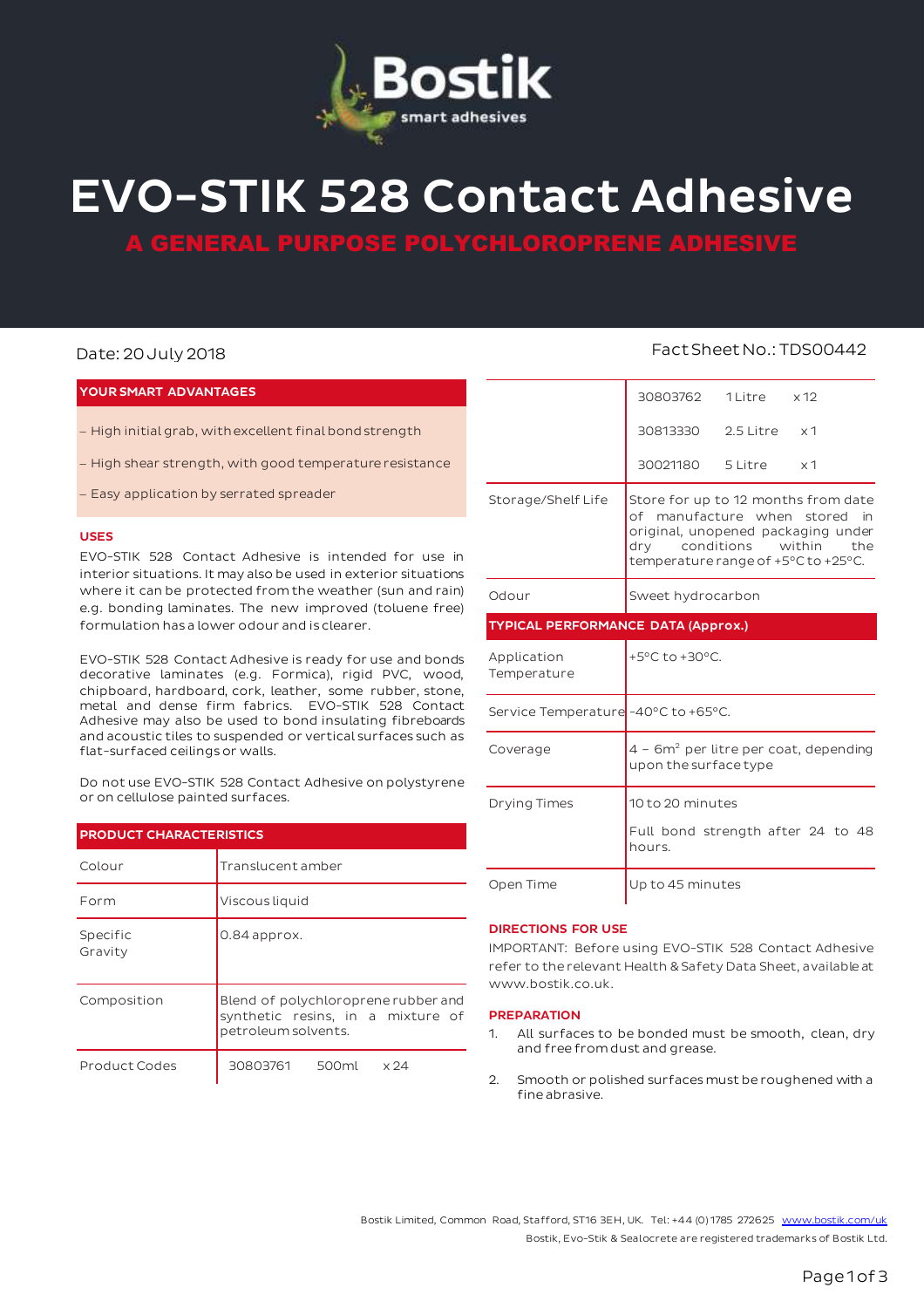# EVO-STIK 528 Contact Adhesive

## A GENERAL PURPOSE POLYCHLOROPRENE ADHESIVE

Date: 20 July 2018

Fact Sheet No.: TDS00442

### YOUR SMART ADVANTAGES

– High initial grab, with excellent final bond strength

– High shear strength, with good temperature resistance

– Easy application by serrated spreader

### USES

EVO-STIK 528 Contact Adhesive is intended for use in interior situations. It may also be used in exterior situations where it can be protected from the weather (sun and rain) e.g. bonding laminates. The new improved (toluene free) formulation has a lower odour and is clearer.

EVO-STIK 528 Contact Adhesive is ready for use and bonds decorative laminates (e.g. Formica), rigid PVC, wood, chipboard, hardboard, cork, leather, some rubber, stone, metal and dense firm fabrics. EVO-STIK 528 Contact Adhesive may also be used to bond insulating fibreboards and acoustic tiles to suspended or vertical surfaces such as flat-surfaced ceilings or walls.

Do not use EVO-STIK 528 Contact Adhesive on polystyrene or on cellulose painted surfaces.

### PRODUCT CHARACTERISTICS

| | |
|---|---|
| Colour | Translucent amber |
| Form | Viscous liquid |
| Specific Gravity | 0.84 approx. |
| Composition | Blend of polychloroprene rubber and synthetic resins, in a mixture of petroleum solvents. |
| Product Codes | 30803761 500ml x 24<br>30803762 1 Litre x 12<br>30813330 2.5 Litre x 1<br>30021180 5 Litre x 1 |
| Storage/Shelf Life | Store for up to 12 months from date of manufacture when stored in original, unopened packaging under dry conditions within the temperature range of +5°C to +25°C. |
| Odour | Sweet hydrocarbon |

### TYPICAL PERFORMANCE DATA (Approx.)

| | |
|---|---|
| Application Temperature | +5°C to +30°C. |
| Service Temperature | -40°C to +65°C. |
| Coverage | 4 – 6m² per litre per coat, depending upon the surface type |
| Drying Times | 10 to 20 minutes<br>Full bond strength after 24 to 48 hours. |
| Open Time | Up to 45 minutes |

### DIRECTIONS FOR USE

IMPORTANT: Before using EVO-STIK 528 Contact Adhesive refer to the relevant Health & Safety Data Sheet, available at www.bostik.co.uk.

### PREPARATION

1. All surfaces to be bonded must be smooth, clean, dry and free from dust and grease.

2. Smooth or polished surfaces must be roughened with a fine abrasive.

Bostik Limited, Common Road, Stafford, ST16 3EH, UK. Tel: +44 (0)1785 272625 www.bostik.com/uk

Bostik, Evo-Stik & Sealocrete are registered trademarks of Bostik Ltd.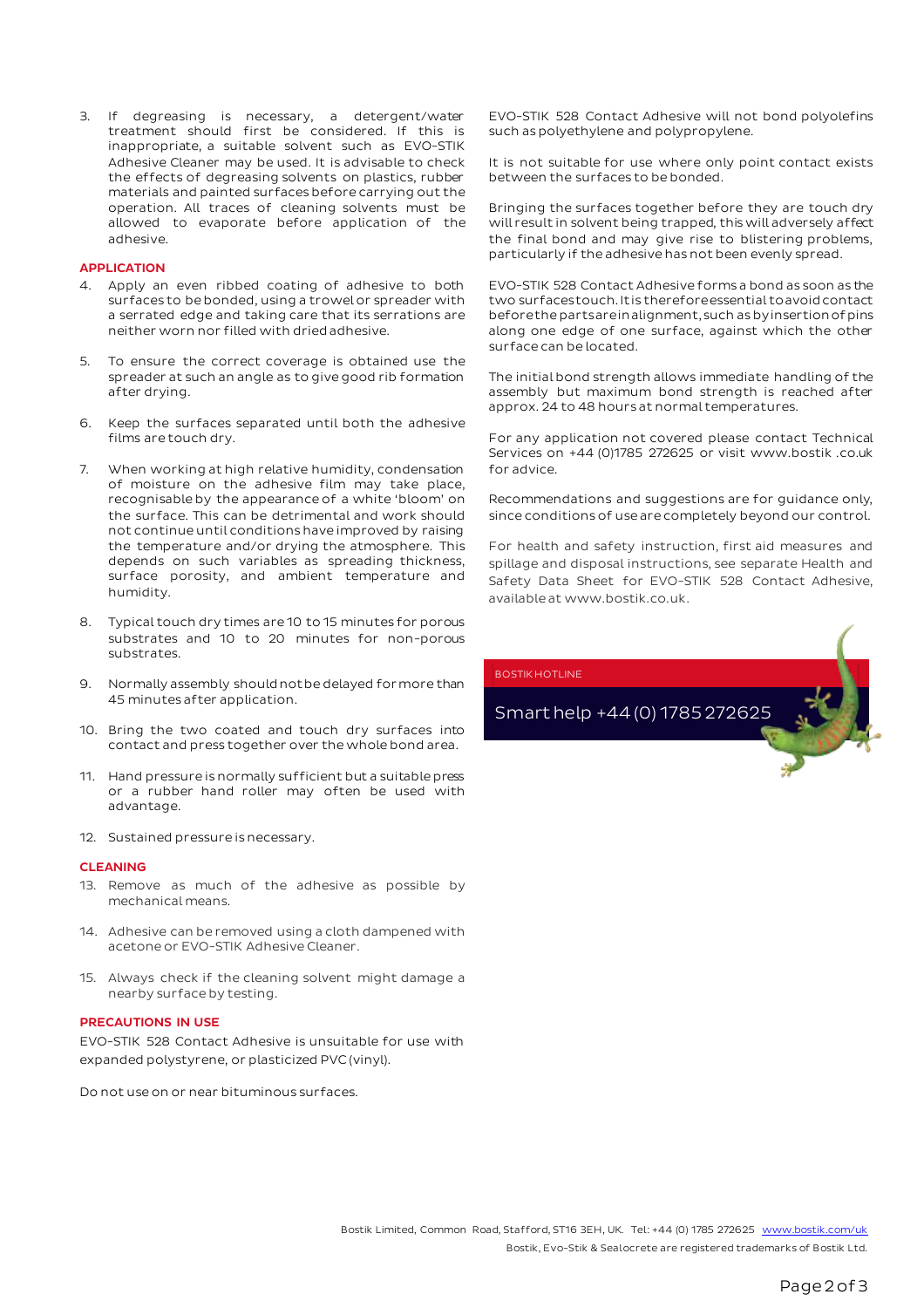3. If degreasing is necessary, a detergent/water treatment should first be considered. If this is inappropriate, a suitable solvent such as EVO-STIK Adhesive Cleaner may be used. It is advisable to check the effects of degreasing solvents on plastics, rubber materials and painted surfaces before carrying out the operation. All traces of cleaning solvents must be allowed to evaporate before application of the adhesive.

## APPLICATION

4. Apply an even ribbed coating of adhesive to both surfaces to be bonded, using a trowel or spreader with a serrated edge and taking care that its serrations are neither worn nor filled with dried adhesive.

5. To ensure the correct coverage is obtained use the spreader at such an angle as to give good rib formation after drying.

6. Keep the surfaces separated until both the adhesive films are touch dry.

7. When working at high relative humidity, condensation of moisture on the adhesive film may take place, recognisable by the appearance of a white 'bloom' on the surface. This can be detrimental and work should not continue until conditions have improved by raising the temperature and/or drying the atmosphere. This depends on such variables as spreading thickness, surface porosity, and ambient temperature and humidity.

8. Typical touch dry times are 10 to 15 minutes for porous substrates and 10 to 20 minutes for non-porous substrates.

9. Normally assembly should not be delayed for more than 45 minutes after application.

10. Bring the two coated and touch dry surfaces into contact and press together over the whole bond area.

11. Hand pressure is normally sufficient but a suitable press or a rubber hand roller may often be used with advantage.

12. Sustained pressure is necessary.

## CLEANING

13. Remove as much of the adhesive as possible by mechanical means.

14. Adhesive can be removed using a cloth dampened with acetone or EVO-STIK Adhesive Cleaner.

15. Always check if the cleaning solvent might damage a nearby surface by testing.

## PRECAUTIONS IN USE

EVO-STIK 528 Contact Adhesive is unsuitable for use with expanded polystyrene, or plasticized PVC (vinyl).

Do not use on or near bituminous surfaces.

EVO-STIK 528 Contact Adhesive will not bond polyolefins such as polyethylene and polypropylene.

It is not suitable for use where only point contact exists between the surfaces to be bonded.

Bringing the surfaces together before they are touch dry will result in solvent being trapped, this will adversely affect the final bond and may give rise to blistering problems, particularly if the adhesive has not been evenly spread.

EVO-STIK 528 Contact Adhesive forms a bond as soon as the two surfaces touch. It is therefore essential to avoid contact before the parts are in alignment, such as by insertion of pins along one edge of one surface, against which the other surface can be located.

The initial bond strength allows immediate handling of the assembly but maximum bond strength is reached after approx. 24 to 48 hours at normal temperatures.

For any application not covered please contact Technical Services on +44 (0)1785 272625 or visit www.bostik .co.uk for advice.

Recommendations and suggestions are for guidance only, since conditions of use are completely beyond our control.

For health and safety instruction, first aid measures and spillage and disposal instructions, see separate Health and Safety Data Sheet for EVO-STIK 528 Contact Adhesive, available at www.bostik.co.uk.

BOSTIK HOTLINE

Smart help +44 (0) 1785 272625

Bostik Limited, Common Road, Stafford, ST16 3EH, UK. Tel: +44 (0) 1785 272625 www.bostik.com/uk

Bostik, Evo-Stik & Sealocrete are registered trademarks of Bostik Ltd.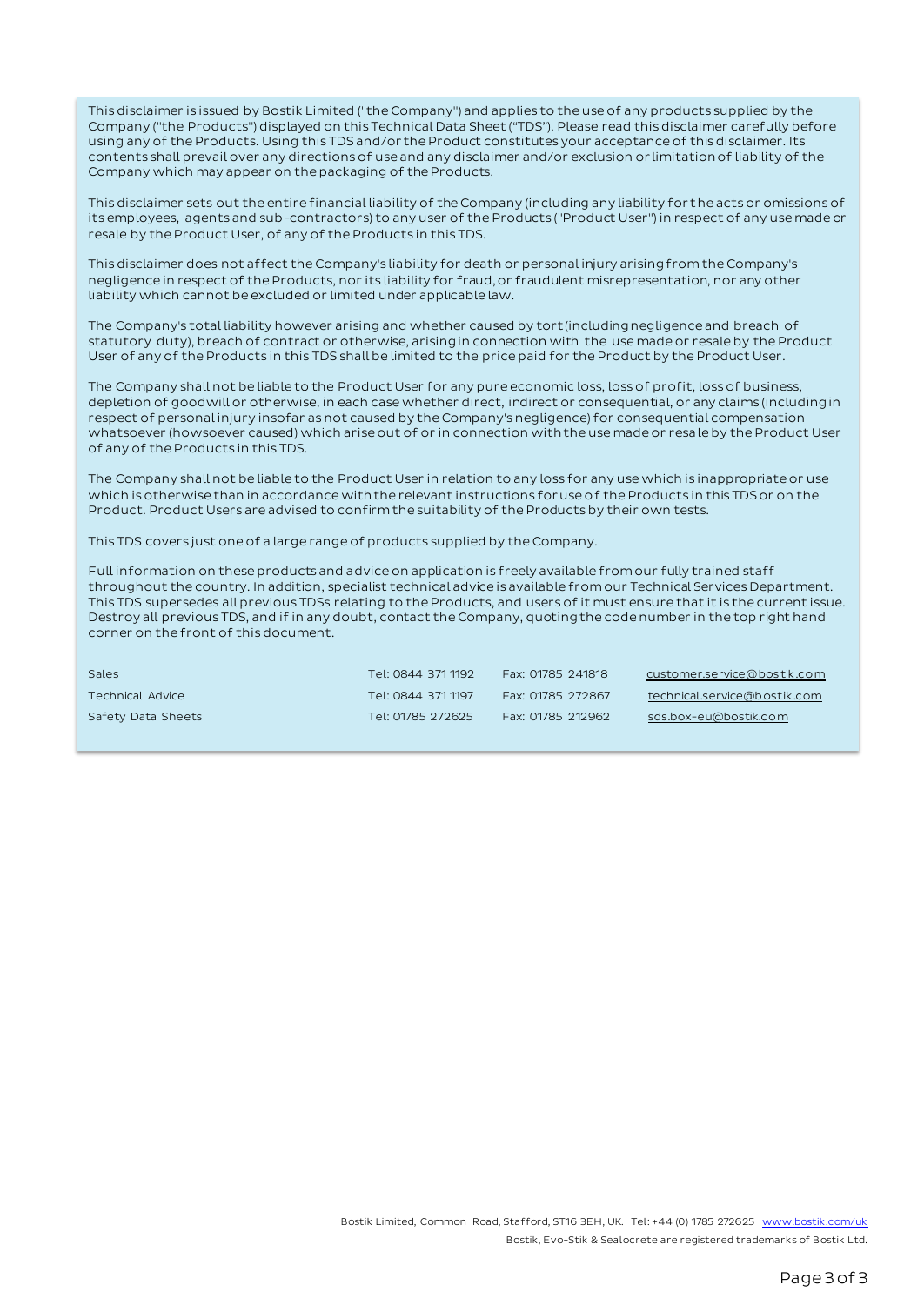This disclaimer is issued by Bostik Limited ("the Company") and applies to the use of any products supplied by the Company ("the Products") displayed on this Technical Data Sheet ("TDS"). Please read this disclaimer carefully before using any of the Products. Using this TDS and/or the Product constitutes your acceptance of this disclaimer. Its contents shall prevail over any directions of use and any disclaimer and/or exclusion or limitation of liability of the Company which may appear on the packaging of the Products.

This disclaimer sets out the entire financial liability of the Company (including any liability for the acts or omissions of its employees, agents and sub-contractors) to any user of the Products ("Product User") in respect of any use made or resale by the Product User, of any of the Products in this TDS.

This disclaimer does not affect the Company's liability for death or personal injury arising from the Company's negligence in respect of the Products, nor its liability for fraud, or fraudulent misrepresentation, nor any other liability which cannot be excluded or limited under applicable law.

The Company's total liability however arising and whether caused by tort (including negligence and breach of statutory duty), breach of contract or otherwise, arising in connection with the use made or resale by the Product User of any of the Products in this TDS shall be limited to the price paid for the Product by the Product User.

The Company shall not be liable to the Product User for any pure economic loss, loss of profit, loss of business, depletion of goodwill or otherwise, in each case whether direct, indirect or consequential, or any claims (including in respect of personal injury insofar as not caused by the Company's negligence) for consequential compensation whatsoever (howsoever caused) which arise out of or in connection with the use made or resale by the Product User of any of the Products in this TDS.

The Company shall not be liable to the Product User in relation to any loss for any use which is inappropriate or use which is otherwise than in accordance with the relevant instructions for use of the Products in this TDS or on the Product. Product Users are advised to confirm the suitability of the Products by their own tests.

This TDS covers just one of a large range of products supplied by the Company.

Full information on these products and advice on application is freely available from our fully trained staff throughout the country. In addition, specialist technical advice is available from our Technical Services Department. This TDS supersedes all previous TDSs relating to the Products, and users of it must ensure that it is the current issue. Destroy all previous TDS, and if in any doubt, contact the Company, quoting the code number in the top right hand corner on the front of this document.

| | | | |
|---|---|---|---|
| Sales | Tel: 0844 371 1192 | Fax: 01785 241818 | customer.service@bostik.com |
| Technical Advice | Tel: 0844 371 1197 | Fax: 01785 272867 | technical.service@bostik.com |
| Safety Data Sheets | Tel: 01785 272625 | Fax: 01785 212962 | sds.box-eu@bostik.com |

Bostik Limited, Common Road, Stafford, ST16 3EH, UK. Tel: +44 (0) 1785 272625 www.bostik.com/uk

Bostik, Evo-Stik & Sealocrete are registered trademarks of Bostik Ltd.